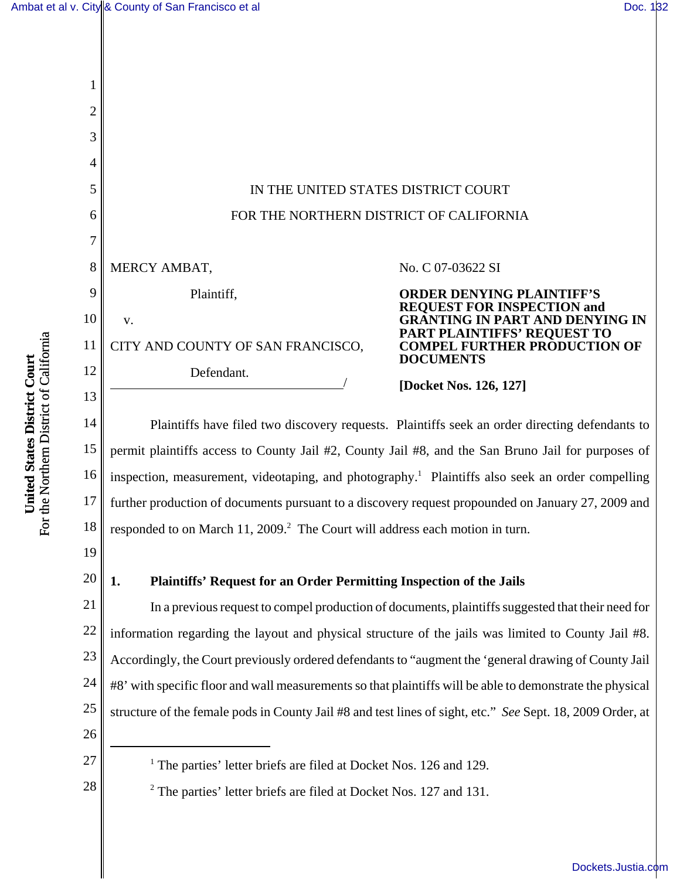IN THE UNITED STATES DISTRICT COURT

FOR THE NORTHERN DISTRICT OF CALIFORNIA

MERCY AMBAT,

Plaintiff,

v.

CITY AND COUNTY OF SAN FRANCISCO,

Defendant.
/

No. C 07-03622 SI

**ORDER DENYING PLAINTIFF'S REQUEST FOR INSPECTION and GRANTING IN PART AND DENYING IN PART PLAINTIFFS' REQUEST TO COMPEL FURTHER PRODUCTION OF DOCUMENTS**

**[Docket Nos. 126, 127]**

Plaintiffs have filed two discovery requests. Plaintiffs seek an order directing defendants to permit plaintiffs access to County Jail #2, County Jail #8, and the San Bruno Jail for purposes of inspection, measurement, videotaping, and photography.[1] Plaintiffs also seek an order compelling further production of documents pursuant to a discovery request propounded on January 27, 2009 and responded to on March 11, 2009.[2] The Court will address each motion in turn.

## 1. Plaintiffs' Request for an Order Permitting Inspection of the Jails

In a previous request to compel production of documents, plaintiffs suggested that their need for information regarding the layout and physical structure of the jails was limited to County Jail #8. Accordingly, the Court previously ordered defendants to "augment the 'general drawing of County Jail #8' with specific floor and wall measurements so that plaintiffs will be able to demonstrate the physical structure of the female pods in County Jail #8 and test lines of sight, etc." *See* Sept. 18, 2009 Order, at

[1] The parties' letter briefs are filed at Docket Nos. 126 and 129.

[2] The parties' letter briefs are filed at Docket Nos. 127 and 131.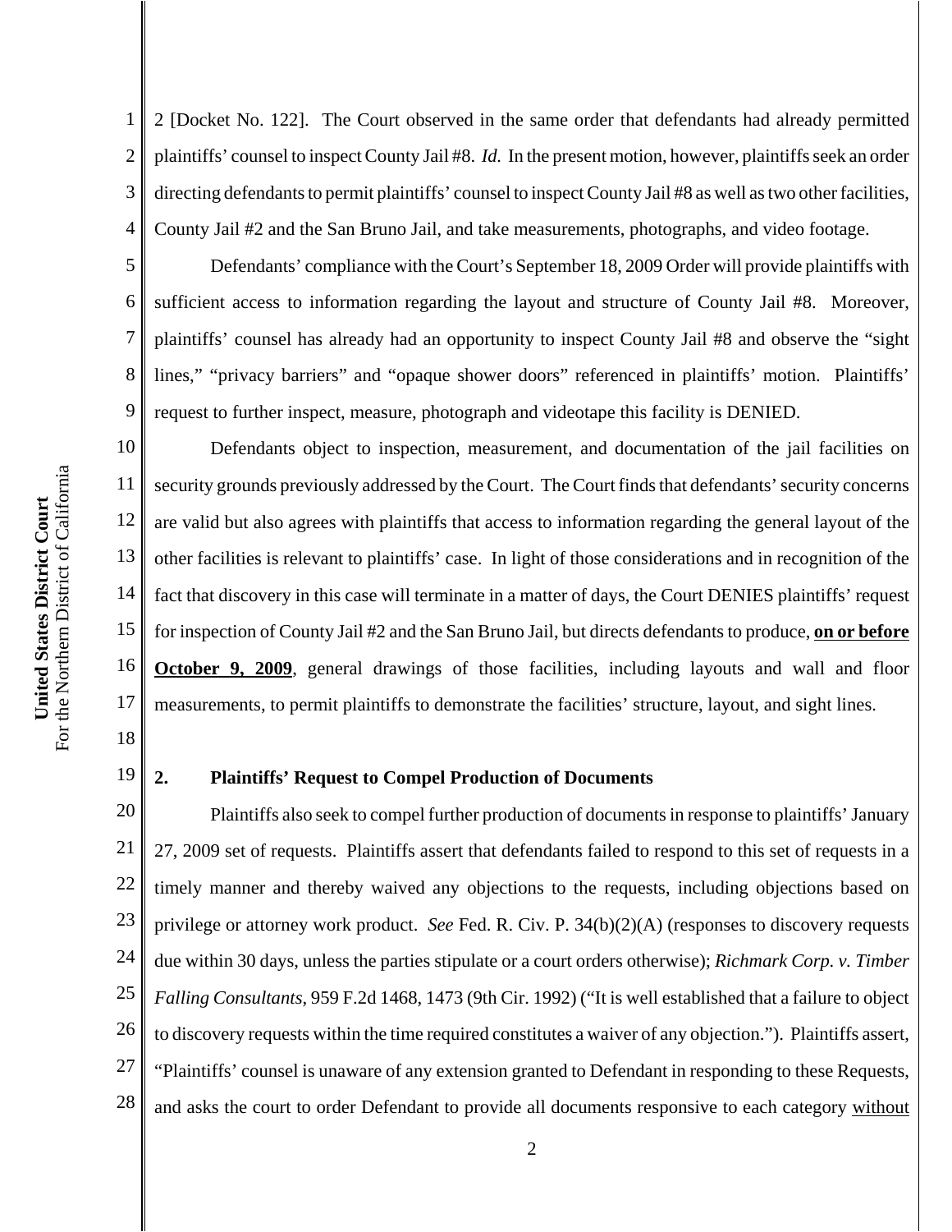2 [Docket No. 122]. The Court observed in the same order that defendants had already permitted plaintiffs' counsel to inspect County Jail #8. *Id.* In the present motion, however, plaintiffs seek an order directing defendants to permit plaintiffs' counsel to inspect County Jail #8 as well as two other facilities, County Jail #2 and the San Bruno Jail, and take measurements, photographs, and video footage.

Defendants' compliance with the Court's September 18, 2009 Order will provide plaintiffs with sufficient access to information regarding the layout and structure of County Jail #8. Moreover, plaintiffs' counsel has already had an opportunity to inspect County Jail #8 and observe the "sight lines," "privacy barriers" and "opaque shower doors" referenced in plaintiffs' motion. Plaintiffs' request to further inspect, measure, photograph and videotape this facility is DENIED.

Defendants object to inspection, measurement, and documentation of the jail facilities on security grounds previously addressed by the Court. The Court finds that defendants' security concerns are valid but also agrees with plaintiffs that access to information regarding the general layout of the other facilities is relevant to plaintiffs' case. In light of those considerations and in recognition of the fact that discovery in this case will terminate in a matter of days, the Court DENIES plaintiffs' request for inspection of County Jail #2 and the San Bruno Jail, but directs defendants to produce, **on or before October 9, 2009**, general drawings of those facilities, including layouts and wall and floor measurements, to permit plaintiffs to demonstrate the facilities' structure, layout, and sight lines.

### 2. Plaintiffs' Request to Compel Production of Documents

Plaintiffs also seek to compel further production of documents in response to plaintiffs' January 27, 2009 set of requests. Plaintiffs assert that defendants failed to respond to this set of requests in a timely manner and thereby waived any objections to the requests, including objections based on privilege or attorney work product. *See* Fed. R. Civ. P. 34(b)(2)(A) (responses to discovery requests due within 30 days, unless the parties stipulate or a court orders otherwise); *Richmark Corp. v. Timber Falling Consultants*, 959 F.2d 1468, 1473 (9th Cir. 1992) ("It is well established that a failure to object to discovery requests within the time required constitutes a waiver of any objection."). Plaintiffs assert, "Plaintiffs' counsel is unaware of any extension granted to Defendant in responding to these Requests, and asks the court to order Defendant to provide all documents responsive to each category without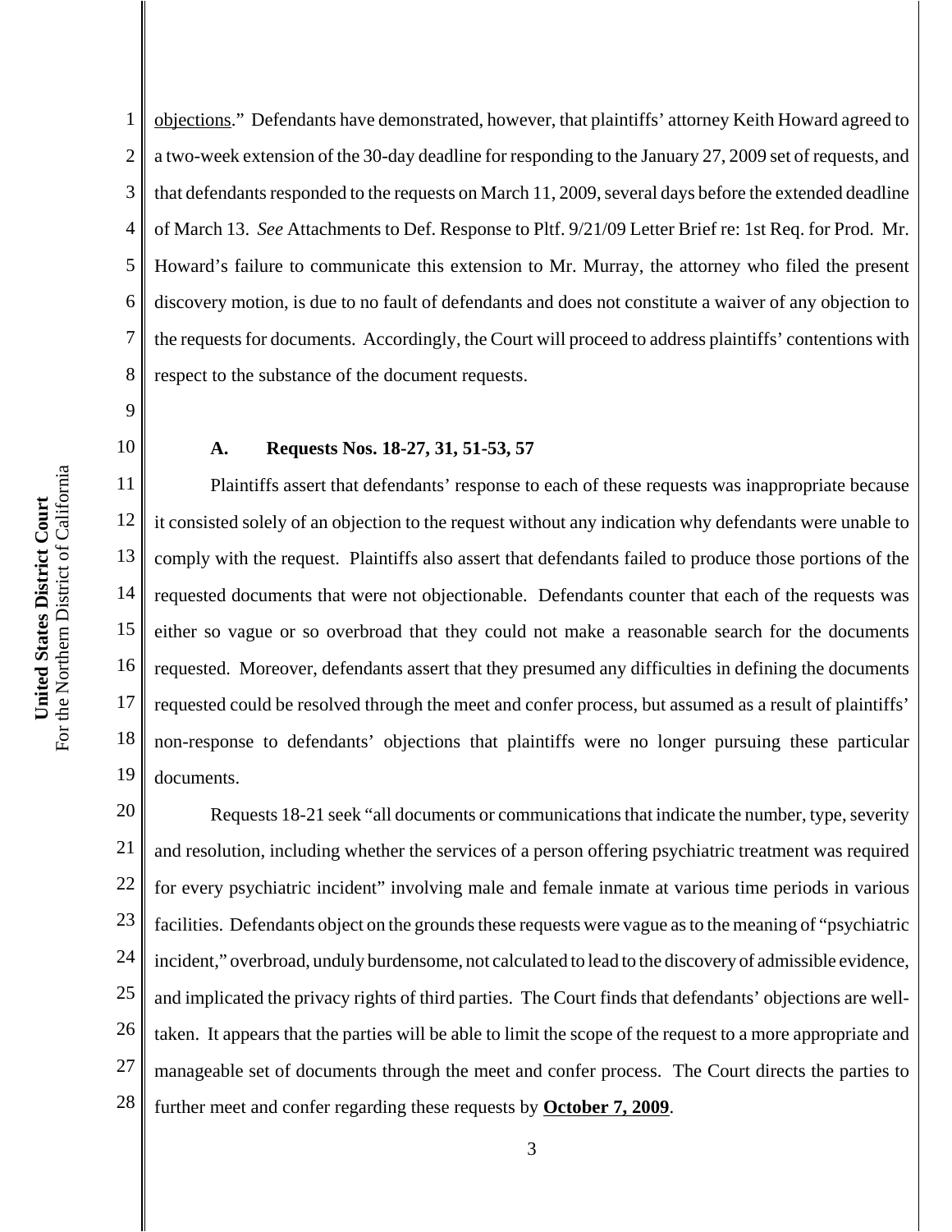objections." Defendants have demonstrated, however, that plaintiffs' attorney Keith Howard agreed to a two-week extension of the 30-day deadline for responding to the January 27, 2009 set of requests, and that defendants responded to the requests on March 11, 2009, several days before the extended deadline of March 13. *See* Attachments to Def. Response to Pltf. 9/21/09 Letter Brief re: 1st Req. for Prod. Mr. Howard's failure to communicate this extension to Mr. Murray, the attorney who filed the present discovery motion, is due to no fault of defendants and does not constitute a waiver of any objection to the requests for documents. Accordingly, the Court will proceed to address plaintiffs' contentions with respect to the substance of the document requests.

### A. Requests Nos. 18-27, 31, 51-53, 57

Plaintiffs assert that defendants' response to each of these requests was inappropriate because it consisted solely of an objection to the request without any indication why defendants were unable to comply with the request. Plaintiffs also assert that defendants failed to produce those portions of the requested documents that were not objectionable. Defendants counter that each of the requests was either so vague or so overbroad that they could not make a reasonable search for the documents requested. Moreover, defendants assert that they presumed any difficulties in defining the documents requested could be resolved through the meet and confer process, but assumed as a result of plaintiffs' non-response to defendants' objections that plaintiffs were no longer pursuing these particular documents.

Requests 18-21 seek "all documents or communications that indicate the number, type, severity and resolution, including whether the services of a person offering psychiatric treatment was required for every psychiatric incident" involving male and female inmate at various time periods in various facilities. Defendants object on the grounds these requests were vague as to the meaning of "psychiatric incident," overbroad, unduly burdensome, not calculated to lead to the discovery of admissible evidence, and implicated the privacy rights of third parties. The Court finds that defendants' objections are well-taken. It appears that the parties will be able to limit the scope of the request to a more appropriate and manageable set of documents through the meet and confer process. The Court directs the parties to further meet and confer regarding these requests by **October 7, 2009**.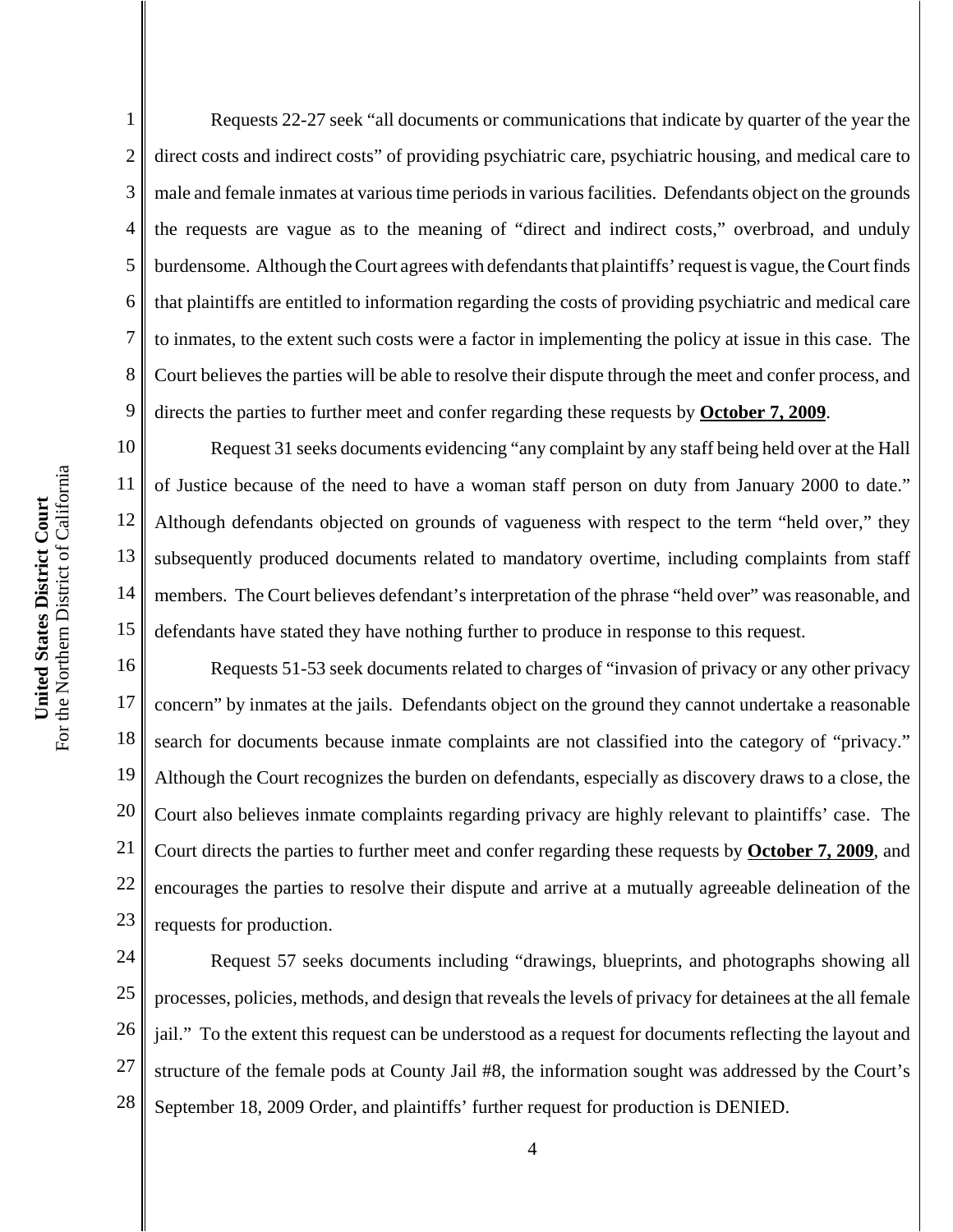Requests 22-27 seek "all documents or communications that indicate by quarter of the year the direct costs and indirect costs" of providing psychiatric care, psychiatric housing, and medical care to male and female inmates at various time periods in various facilities. Defendants object on the grounds the requests are vague as to the meaning of "direct and indirect costs," overbroad, and unduly burdensome. Although the Court agrees with defendants that plaintiffs' request is vague, the Court finds that plaintiffs are entitled to information regarding the costs of providing psychiatric and medical care to inmates, to the extent such costs were a factor in implementing the policy at issue in this case. The Court believes the parties will be able to resolve their dispute through the meet and confer process, and directs the parties to further meet and confer regarding these requests by **October 7, 2009**.

Request 31 seeks documents evidencing "any complaint by any staff being held over at the Hall of Justice because of the need to have a woman staff person on duty from January 2000 to date." Although defendants objected on grounds of vagueness with respect to the term "held over," they subsequently produced documents related to mandatory overtime, including complaints from staff members. The Court believes defendant's interpretation of the phrase "held over" was reasonable, and defendants have stated they have nothing further to produce in response to this request.

Requests 51-53 seek documents related to charges of "invasion of privacy or any other privacy concern" by inmates at the jails. Defendants object on the ground they cannot undertake a reasonable search for documents because inmate complaints are not classified into the category of "privacy." Although the Court recognizes the burden on defendants, especially as discovery draws to a close, the Court also believes inmate complaints regarding privacy are highly relevant to plaintiffs' case. The Court directs the parties to further meet and confer regarding these requests by **October 7, 2009**, and encourages the parties to resolve their dispute and arrive at a mutually agreeable delineation of the requests for production.

Request 57 seeks documents including "drawings, blueprints, and photographs showing all processes, policies, methods, and design that reveals the levels of privacy for detainees at the all female jail." To the extent this request can be understood as a request for documents reflecting the layout and structure of the female pods at County Jail #8, the information sought was addressed by the Court's September 18, 2009 Order, and plaintiffs' further request for production is DENIED.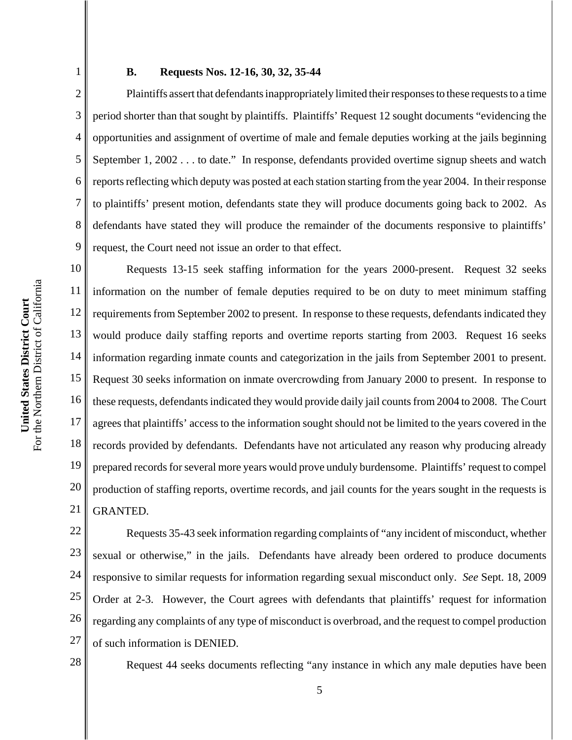### B. Requests Nos. 12-16, 30, 32, 35-44

Plaintiffs assert that defendants inappropriately limited their responses to these requests to a time period shorter than that sought by plaintiffs. Plaintiffs' Request 12 sought documents "evidencing the opportunities and assignment of overtime of male and female deputies working at the jails beginning September 1, 2002 . . . to date." In response, defendants provided overtime signup sheets and watch reports reflecting which deputy was posted at each station starting from the year 2004. In their response to plaintiffs' present motion, defendants state they will produce documents going back to 2002. As defendants have stated they will produce the remainder of the documents responsive to plaintiffs' request, the Court need not issue an order to that effect.

Requests 13-15 seek staffing information for the years 2000-present. Request 32 seeks information on the number of female deputies required to be on duty to meet minimum staffing requirements from September 2002 to present. In response to these requests, defendants indicated they would produce daily staffing reports and overtime reports starting from 2003. Request 16 seeks information regarding inmate counts and categorization in the jails from September 2001 to present. Request 30 seeks information on inmate overcrowding from January 2000 to present. In response to these requests, defendants indicated they would provide daily jail counts from 2004 to 2008. The Court agrees that plaintiffs' access to the information sought should not be limited to the years covered in the records provided by defendants. Defendants have not articulated any reason why producing already prepared records for several more years would prove unduly burdensome. Plaintiffs' request to compel production of staffing reports, overtime records, and jail counts for the years sought in the requests is GRANTED.

Requests 35-43 seek information regarding complaints of "any incident of misconduct, whether sexual or otherwise," in the jails. Defendants have already been ordered to produce documents responsive to similar requests for information regarding sexual misconduct only. *See* Sept. 18, 2009 Order at 2-3. However, the Court agrees with defendants that plaintiffs' request for information regarding any complaints of any type of misconduct is overbroad, and the request to compel production of such information is DENIED.

Request 44 seeks documents reflecting "any instance in which any male deputies have been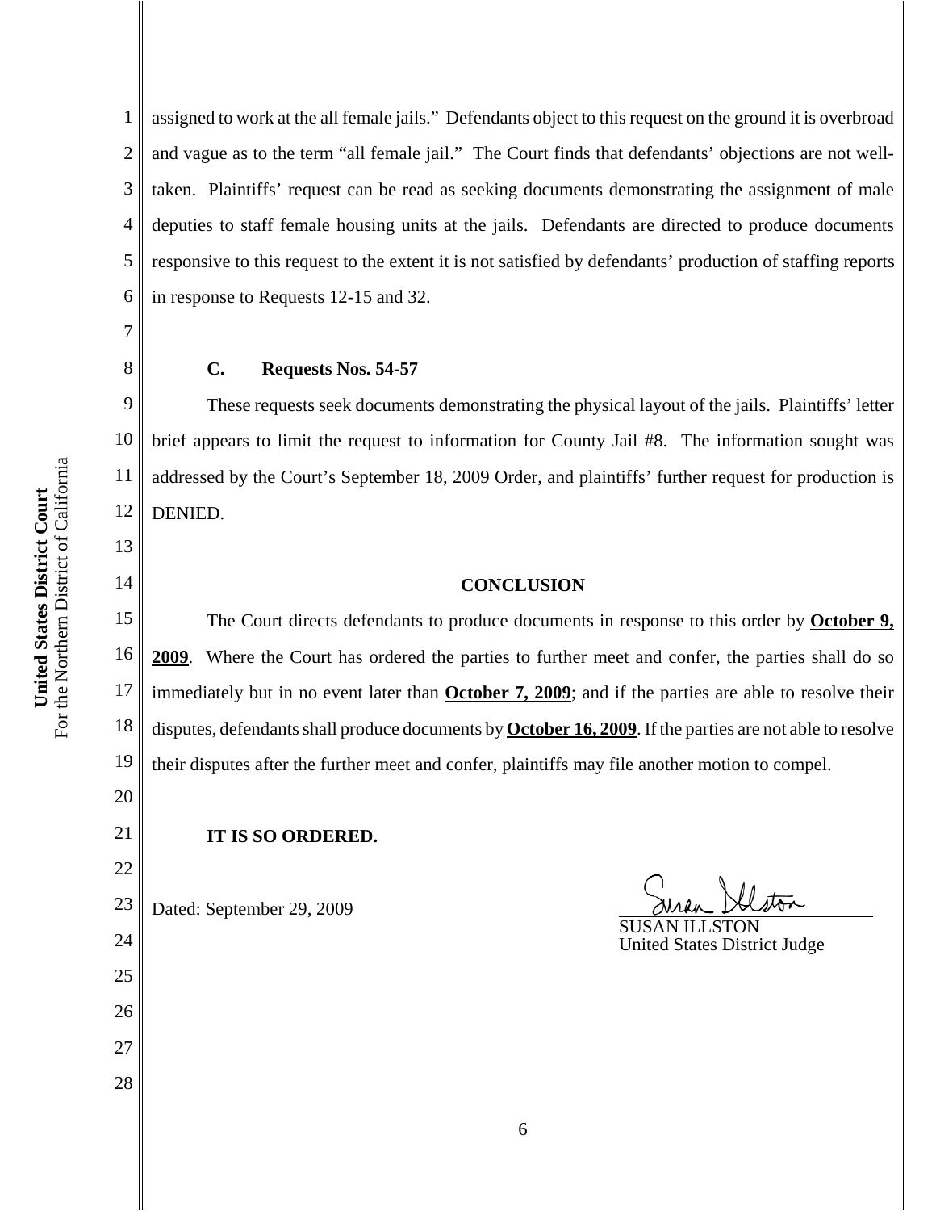assigned to work at the all female jails." Defendants object to this request on the ground it is overbroad and vague as to the term "all female jail." The Court finds that defendants' objections are not well-taken. Plaintiffs' request can be read as seeking documents demonstrating the assignment of male deputies to staff female housing units at the jails. Defendants are directed to produce documents responsive to this request to the extent it is not satisfied by defendants' production of staffing reports in response to Requests 12-15 and 32.

**C. Requests Nos. 54-57**

These requests seek documents demonstrating the physical layout of the jails. Plaintiffs' letter brief appears to limit the request to information for County Jail #8. The information sought was addressed by the Court's September 18, 2009 Order, and plaintiffs' further request for production is DENIED.

**CONCLUSION**

The Court directs defendants to produce documents in response to this order by **October 9, 2009**. Where the Court has ordered the parties to further meet and confer, the parties shall do so immediately but in no event later than **October 7, 2009**; and if the parties are able to resolve their disputes, defendants shall produce documents by **October 16, 2009**. If the parties are not able to resolve their disputes after the further meet and confer, plaintiffs may file another motion to compel.

**IT IS SO ORDERED.**

Dated: September 29, 2009

SUSAN ILLSTON
United States District Judge